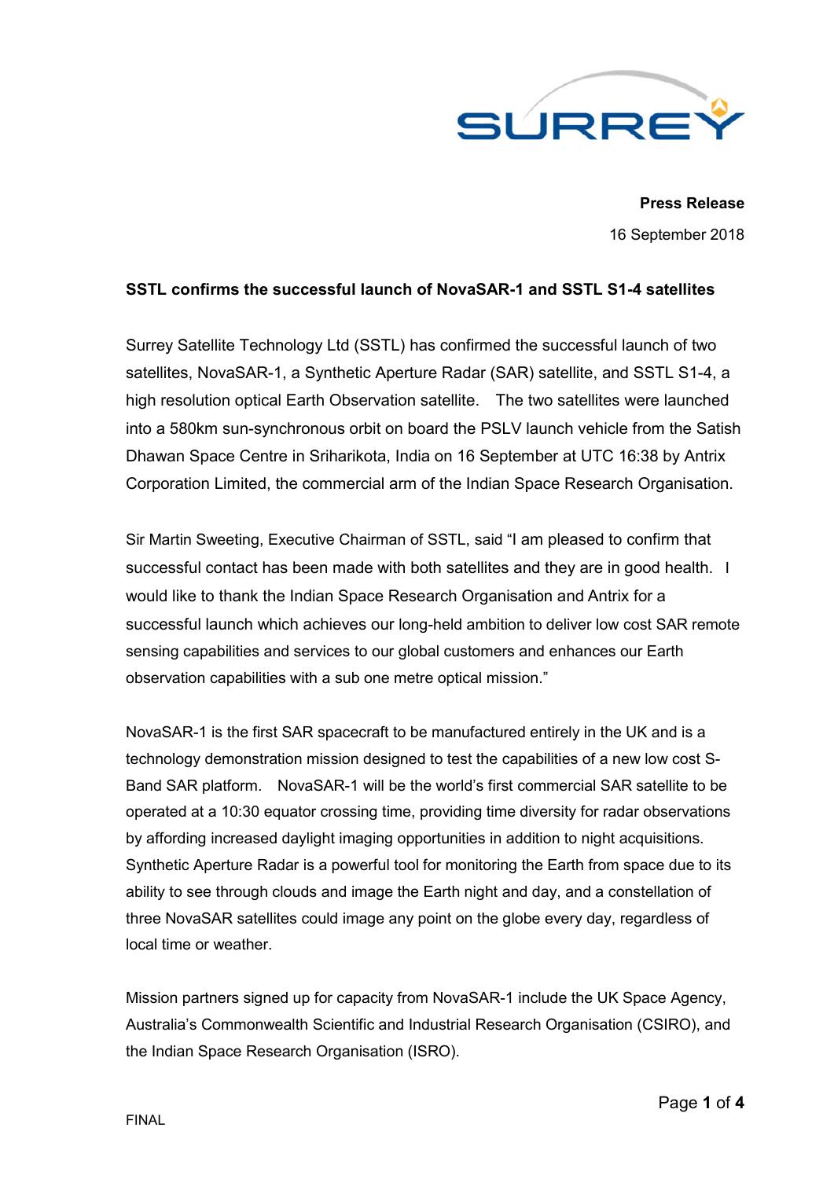SURREY

**Press Release**

16 September 2018

**SSTL confirms the successful launch of NovaSAR-1 and SSTL S1-4 satellites**

Surrey Satellite Technology Ltd (SSTL) has confirmed the successful launch of two satellites, NovaSAR-1, a Synthetic Aperture Radar (SAR) satellite, and SSTL S1-4, a high resolution optical Earth Observation satellite. The two satellites were launched into a 580km sun-synchronous orbit on board the PSLV launch vehicle from the Satish Dhawan Space Centre in Sriharikota, India on 16 September at UTC 16:38 by Antrix Corporation Limited, the commercial arm of the Indian Space Research Organisation.

Sir Martin Sweeting, Executive Chairman of SSTL, said "I am pleased to confirm that successful contact has been made with both satellites and they are in good health. I would like to thank the Indian Space Research Organisation and Antrix for a successful launch which achieves our long-held ambition to deliver low cost SAR remote sensing capabilities and services to our global customers and enhances our Earth observation capabilities with a sub one metre optical mission."

NovaSAR-1 is the first SAR spacecraft to be manufactured entirely in the UK and is a technology demonstration mission designed to test the capabilities of a new low cost S-Band SAR platform. NovaSAR-1 will be the world's first commercial SAR satellite to be operated at a 10:30 equator crossing time, providing time diversity for radar observations by affording increased daylight imaging opportunities in addition to night acquisitions. Synthetic Aperture Radar is a powerful tool for monitoring the Earth from space due to its ability to see through clouds and image the Earth night and day, and a constellation of three NovaSAR satellites could image any point on the globe every day, regardless of local time or weather.

Mission partners signed up for capacity from NovaSAR-1 include the UK Space Agency, Australia's Commonwealth Scientific and Industrial Research Organisation (CSIRO), and the Indian Space Research Organisation (ISRO).

FINAL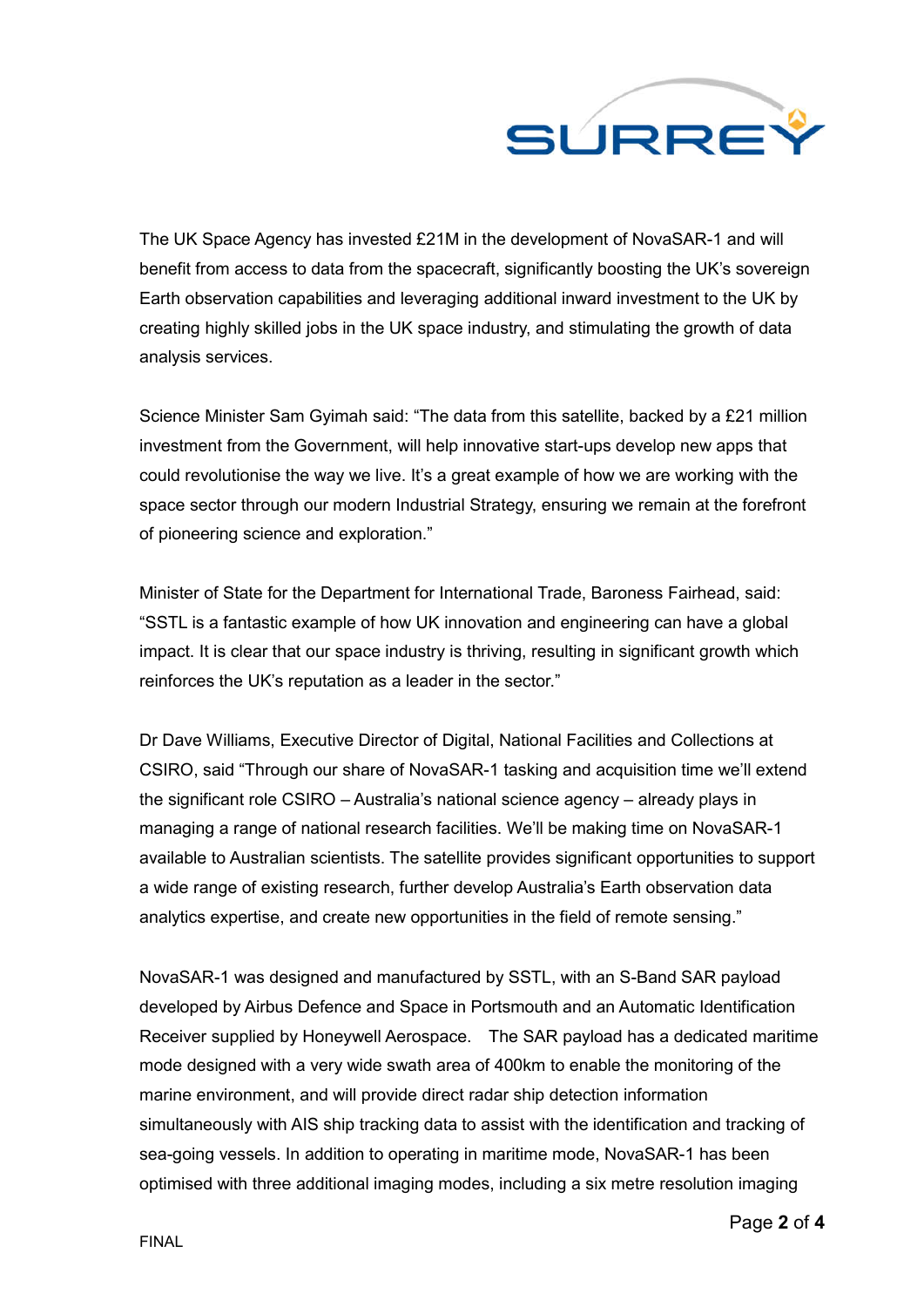The UK Space Agency has invested £21M in the development of NovaSAR-1 and will benefit from access to data from the spacecraft, significantly boosting the UK's sovereign Earth observation capabilities and leveraging additional inward investment to the UK by creating highly skilled jobs in the UK space industry, and stimulating the growth of data analysis services.

Science Minister Sam Gyimah said: "The data from this satellite, backed by a £21 million investment from the Government, will help innovative start-ups develop new apps that could revolutionise the way we live. It's a great example of how we are working with the space sector through our modern Industrial Strategy, ensuring we remain at the forefront of pioneering science and exploration."

Minister of State for the Department for International Trade, Baroness Fairhead, said: "SSTL is a fantastic example of how UK innovation and engineering can have a global impact. It is clear that our space industry is thriving, resulting in significant growth which reinforces the UK's reputation as a leader in the sector."

Dr Dave Williams, Executive Director of Digital, National Facilities and Collections at CSIRO, said "Through our share of NovaSAR-1 tasking and acquisition time we'll extend the significant role CSIRO – Australia's national science agency – already plays in managing a range of national research facilities. We'll be making time on NovaSAR-1 available to Australian scientists. The satellite provides significant opportunities to support a wide range of existing research, further develop Australia's Earth observation data analytics expertise, and create new opportunities in the field of remote sensing."

NovaSAR-1 was designed and manufactured by SSTL, with an S-Band SAR payload developed by Airbus Defence and Space in Portsmouth and an Automatic Identification Receiver supplied by Honeywell Aerospace. The SAR payload has a dedicated maritime mode designed with a very wide swath area of 400km to enable the monitoring of the marine environment, and will provide direct radar ship detection information simultaneously with AIS ship tracking data to assist with the identification and tracking of sea-going vessels. In addition to operating in maritime mode, NovaSAR-1 has been optimised with three additional imaging modes, including a six metre resolution imaging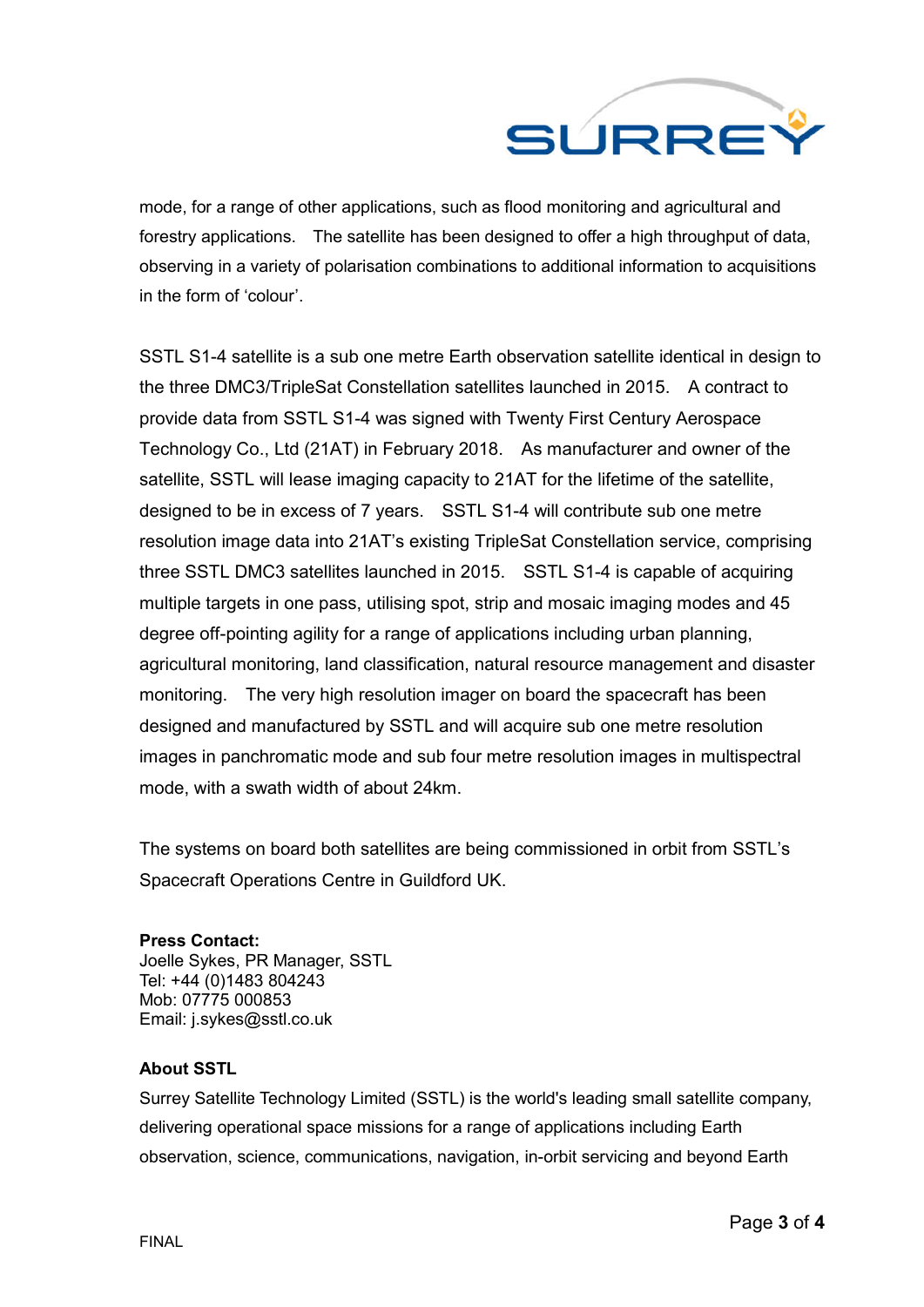mode, for a range of other applications, such as flood monitoring and agricultural and forestry applications. The satellite has been designed to offer a high throughput of data, observing in a variety of polarisation combinations to additional information to acquisitions in the form of 'colour'.

SSTL S1-4 satellite is a sub one metre Earth observation satellite identical in design to the three DMC3/TripleSat Constellation satellites launched in 2015. A contract to provide data from SSTL S1-4 was signed with Twenty First Century Aerospace Technology Co., Ltd (21AT) in February 2018. As manufacturer and owner of the satellite, SSTL will lease imaging capacity to 21AT for the lifetime of the satellite, designed to be in excess of 7 years. SSTL S1-4 will contribute sub one metre resolution image data into 21AT's existing TripleSat Constellation service, comprising three SSTL DMC3 satellites launched in 2015. SSTL S1-4 is capable of acquiring multiple targets in one pass, utilising spot, strip and mosaic imaging modes and 45 degree off-pointing agility for a range of applications including urban planning, agricultural monitoring, land classification, natural resource management and disaster monitoring. The very high resolution imager on board the spacecraft has been designed and manufactured by SSTL and will acquire sub one metre resolution images in panchromatic mode and sub four metre resolution images in multispectral mode, with a swath width of about 24km.

The systems on board both satellites are being commissioned in orbit from SSTL's Spacecraft Operations Centre in Guildford UK.

**Press Contact:**
Joelle Sykes, PR Manager, SSTL
Tel: +44 (0)1483 804243
Mob: 07775 000853
Email: j.sykes@sstl.co.uk

**About SSTL**

Surrey Satellite Technology Limited (SSTL) is the world's leading small satellite company, delivering operational space missions for a range of applications including Earth observation, science, communications, navigation, in-orbit servicing and beyond Earth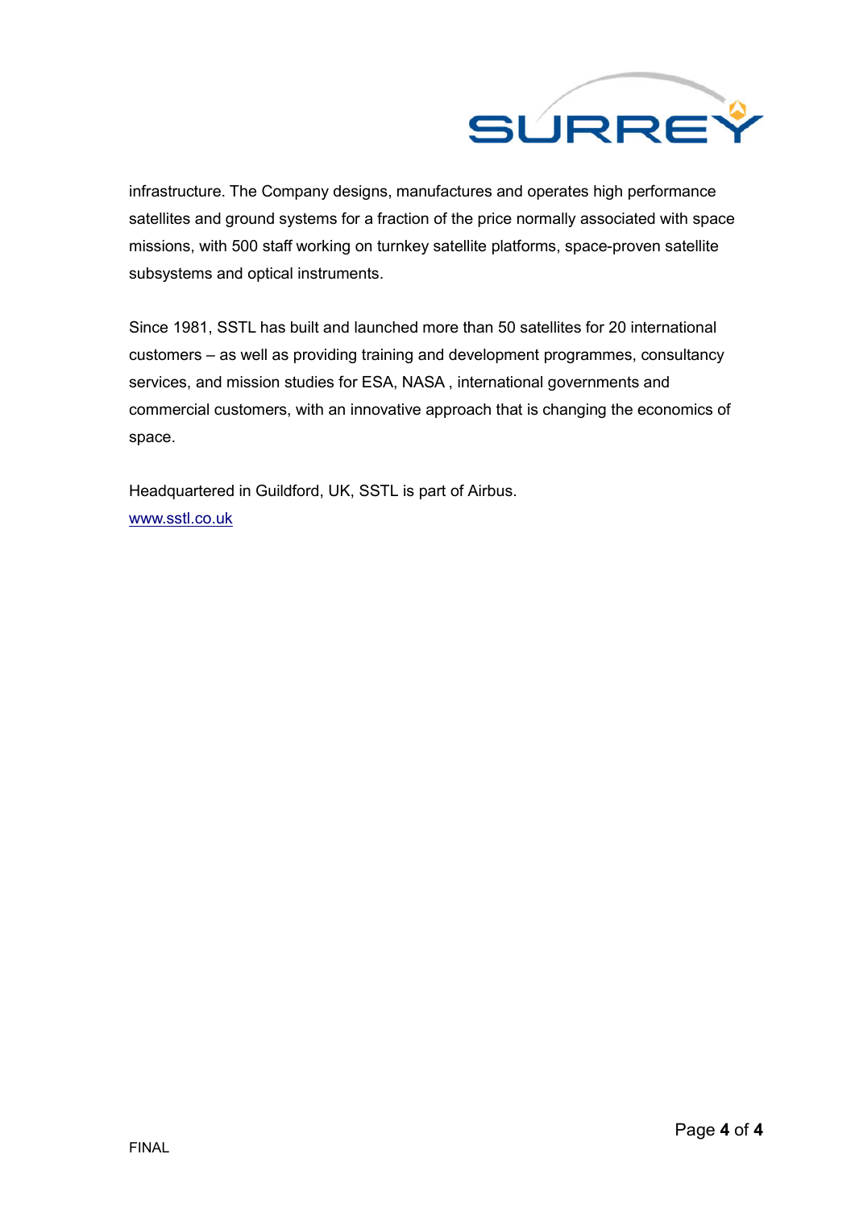infrastructure. The Company designs, manufactures and operates high performance satellites and ground systems for a fraction of the price normally associated with space missions, with 500 staff working on turnkey satellite platforms, space-proven satellite subsystems and optical instruments.

Since 1981, SSTL has built and launched more than 50 satellites for 20 international customers – as well as providing training and development programmes, consultancy services, and mission studies for ESA, NASA , international governments and commercial customers, with an innovative approach that is changing the economics of space.

Headquartered in Guildford, UK, SSTL is part of Airbus.
[www.sstl.co.uk](http://www.sstl.co.uk)

FINAL